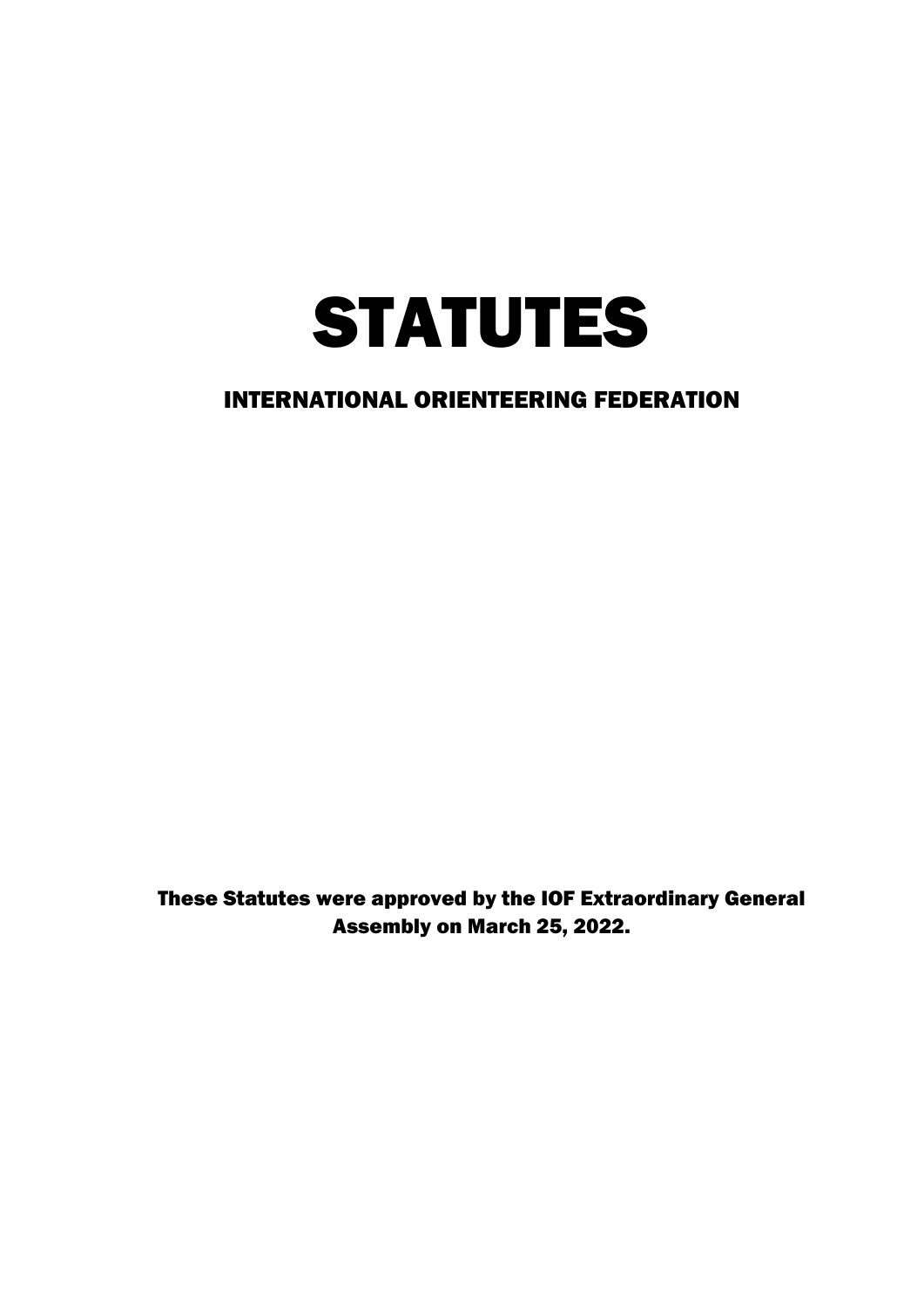# STATUTES

## INTERNATIONAL ORIENTEERING FEDERATION

**These Statutes were approved by the IOF Extraordinary General Assembly on March 25, 2022.**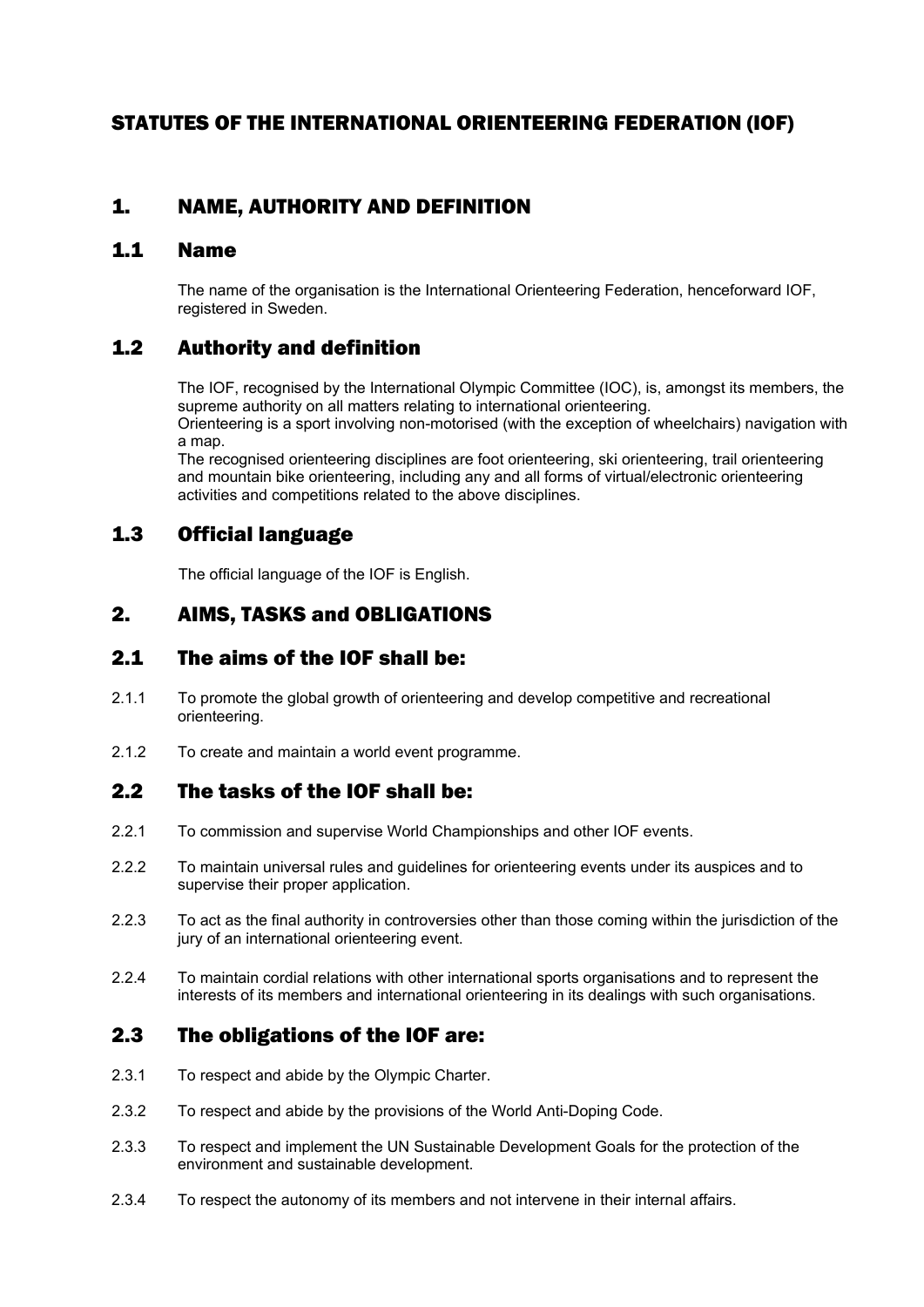# STATUTES OF THE INTERNATIONAL ORIENTEERING FEDERATION (IOF)

## 1. NAME, AUTHORITY AND DEFINITION

### 1.1 Name

The name of the organisation is the International Orienteering Federation, henceforward IOF, registered in Sweden.

### 1.2 Authority and definition

The IOF, recognised by the International Olympic Committee (IOC), is, amongst its members, the supreme authority on all matters relating to international orienteering.
Orienteering is a sport involving non-motorised (with the exception of wheelchairs) navigation with a map.
The recognised orienteering disciplines are foot orienteering, ski orienteering, trail orienteering and mountain bike orienteering, including any and all forms of virtual/electronic orienteering activities and competitions related to the above disciplines.

### 1.3 Official language

The official language of the IOF is English.

## 2. AIMS, TASKS and OBLIGATIONS

### 2.1 The aims of the IOF shall be:

2.1.1 To promote the global growth of orienteering and develop competitive and recreational orienteering.

2.1.2 To create and maintain a world event programme.

### 2.2 The tasks of the IOF shall be:

2.2.1 To commission and supervise World Championships and other IOF events.

2.2.2 To maintain universal rules and guidelines for orienteering events under its auspices and to supervise their proper application.

2.2.3 To act as the final authority in controversies other than those coming within the jurisdiction of the jury of an international orienteering event.

2.2.4 To maintain cordial relations with other international sports organisations and to represent the interests of its members and international orienteering in its dealings with such organisations.

### 2.3 The obligations of the IOF are:

2.3.1 To respect and abide by the Olympic Charter.

2.3.2 To respect and abide by the provisions of the World Anti-Doping Code.

2.3.3 To respect and implement the UN Sustainable Development Goals for the protection of the environment and sustainable development.

2.3.4 To respect the autonomy of its members and not intervene in their internal affairs.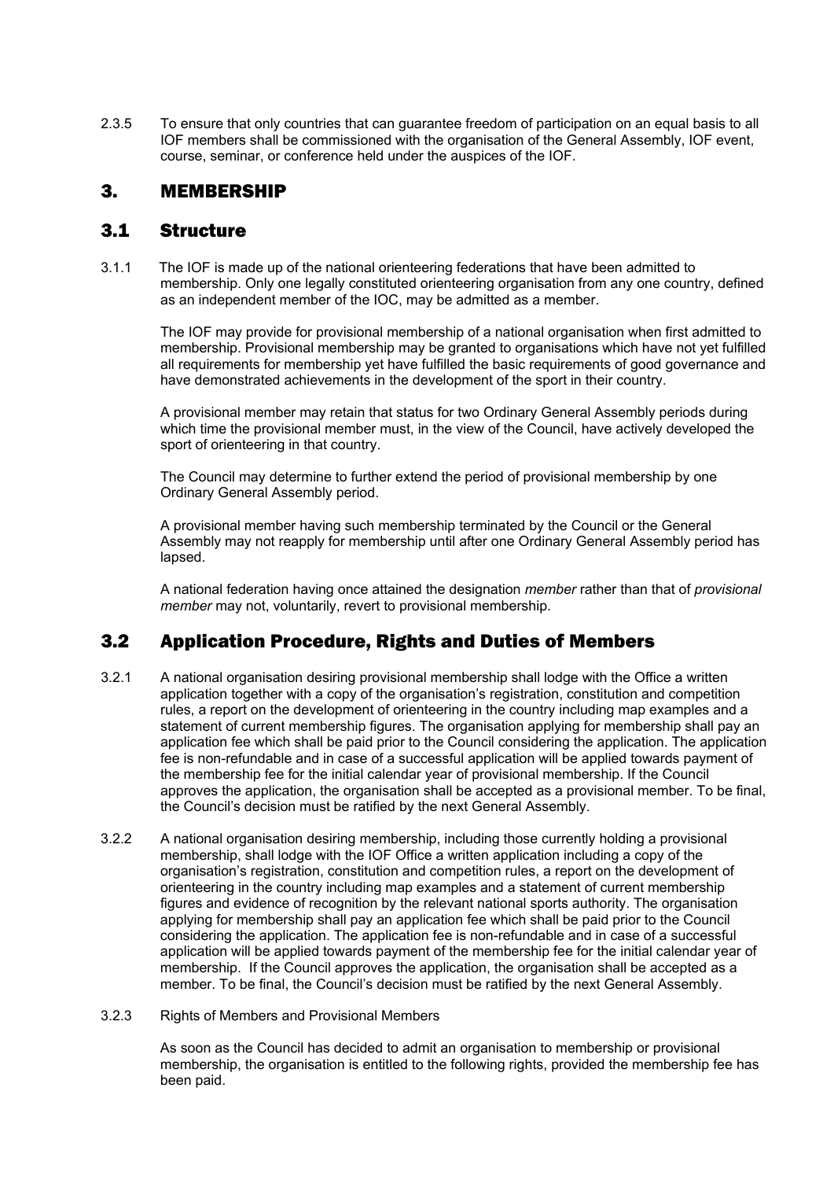2.3.5 To ensure that only countries that can guarantee freedom of participation on an equal basis to all IOF members shall be commissioned with the organisation of the General Assembly, IOF event, course, seminar, or conference held under the auspices of the IOF.

# 3. MEMBERSHIP

## 3.1 Structure

3.1.1 The IOF is made up of the national orienteering federations that have been admitted to membership. Only one legally constituted orienteering organisation from any one country, defined as an independent member of the IOC, may be admitted as a member.

The IOF may provide for provisional membership of a national organisation when first admitted to membership. Provisional membership may be granted to organisations which have not yet fulfilled all requirements for membership yet have fulfilled the basic requirements of good governance and have demonstrated achievements in the development of the sport in their country.

A provisional member may retain that status for two Ordinary General Assembly periods during which time the provisional member must, in the view of the Council, have actively developed the sport of orienteering in that country.

The Council may determine to further extend the period of provisional membership by one Ordinary General Assembly period.

A provisional member having such membership terminated by the Council or the General Assembly may not reapply for membership until after one Ordinary General Assembly period has lapsed.

A national federation having once attained the designation *member* rather than that of *provisional member* may not, voluntarily, revert to provisional membership.

## 3.2 Application Procedure, Rights and Duties of Members

3.2.1 A national organisation desiring provisional membership shall lodge with the Office a written application together with a copy of the organisation's registration, constitution and competition rules, a report on the development of orienteering in the country including map examples and a statement of current membership figures. The organisation applying for membership shall pay an application fee which shall be paid prior to the Council considering the application. The application fee is non-refundable and in case of a successful application will be applied towards payment of the membership fee for the initial calendar year of provisional membership. If the Council approves the application, the organisation shall be accepted as a provisional member. To be final, the Council's decision must be ratified by the next General Assembly.

3.2.2 A national organisation desiring membership, including those currently holding a provisional membership, shall lodge with the IOF Office a written application including a copy of the organisation's registration, constitution and competition rules, a report on the development of orienteering in the country including map examples and a statement of current membership figures and evidence of recognition by the relevant national sports authority. The organisation applying for membership shall pay an application fee which shall be paid prior to the Council considering the application. The application fee is non-refundable and in case of a successful application will be applied towards payment of the membership fee for the initial calendar year of membership. If the Council approves the application, the organisation shall be accepted as a member. To be final, the Council's decision must be ratified by the next General Assembly.

3.2.3 Rights of Members and Provisional Members

As soon as the Council has decided to admit an organisation to membership or provisional membership, the organisation is entitled to the following rights, provided the membership fee has been paid.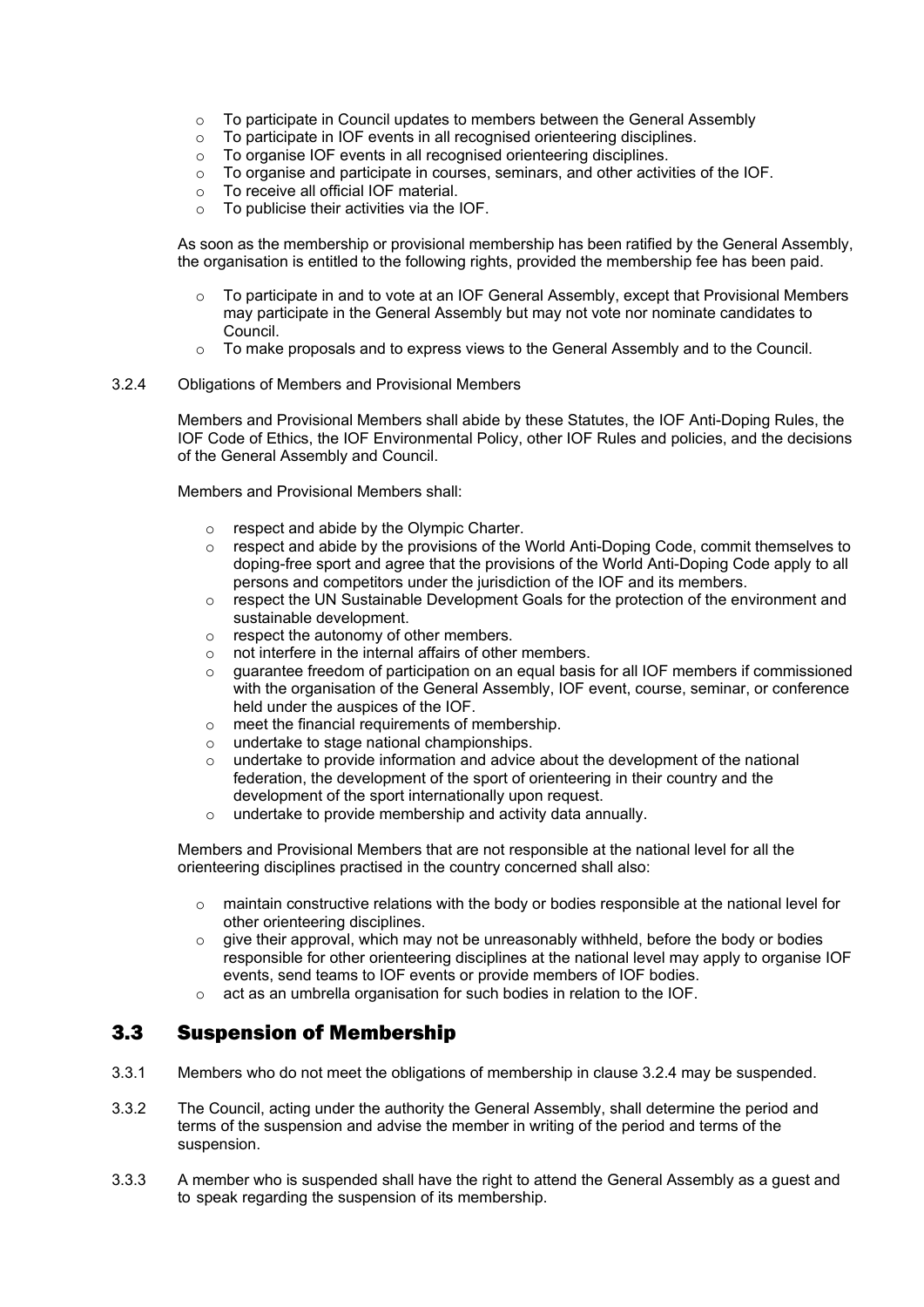- To participate in Council updates to members between the General Assembly
- To participate in IOF events in all recognised orienteering disciplines.
- To organise IOF events in all recognised orienteering disciplines.
- To organise and participate in courses, seminars, and other activities of the IOF.
- To receive all official IOF material.
- To publicise their activities via the IOF.

As soon as the membership or provisional membership has been ratified by the General Assembly, the organisation is entitled to the following rights, provided the membership fee has been paid.

- To participate in and to vote at an IOF General Assembly, except that Provisional Members may participate in the General Assembly but may not vote nor nominate candidates to Council.
- To make proposals and to express views to the General Assembly and to the Council.

3.2.4 Obligations of Members and Provisional Members

Members and Provisional Members shall abide by these Statutes, the IOF Anti-Doping Rules, the IOF Code of Ethics, the IOF Environmental Policy, other IOF Rules and policies, and the decisions of the General Assembly and Council.

Members and Provisional Members shall:

- respect and abide by the Olympic Charter.
- respect and abide by the provisions of the World Anti-Doping Code, commit themselves to doping-free sport and agree that the provisions of the World Anti-Doping Code apply to all persons and competitors under the jurisdiction of the IOF and its members.
- respect the UN Sustainable Development Goals for the protection of the environment and sustainable development.
- respect the autonomy of other members.
- not interfere in the internal affairs of other members.
- guarantee freedom of participation on an equal basis for all IOF members if commissioned with the organisation of the General Assembly, IOF event, course, seminar, or conference held under the auspices of the IOF.
- meet the financial requirements of membership.
- undertake to stage national championships.
- undertake to provide information and advice about the development of the national federation, the development of the sport of orienteering in their country and the development of the sport internationally upon request.
- undertake to provide membership and activity data annually.

Members and Provisional Members that are not responsible at the national level for all the orienteering disciplines practised in the country concerned shall also:

- maintain constructive relations with the body or bodies responsible at the national level for other orienteering disciplines.
- give their approval, which may not be unreasonably withheld, before the body or bodies responsible for other orienteering disciplines at the national level may apply to organise IOF events, send teams to IOF events or provide members of IOF bodies.
- act as an umbrella organisation for such bodies in relation to the IOF.

## 3.3 Suspension of Membership

3.3.1 Members who do not meet the obligations of membership in clause 3.2.4 may be suspended.

3.3.2 The Council, acting under the authority the General Assembly, shall determine the period and terms of the suspension and advise the member in writing of the period and terms of the suspension.

3.3.3 A member who is suspended shall have the right to attend the General Assembly as a guest and to speak regarding the suspension of its membership.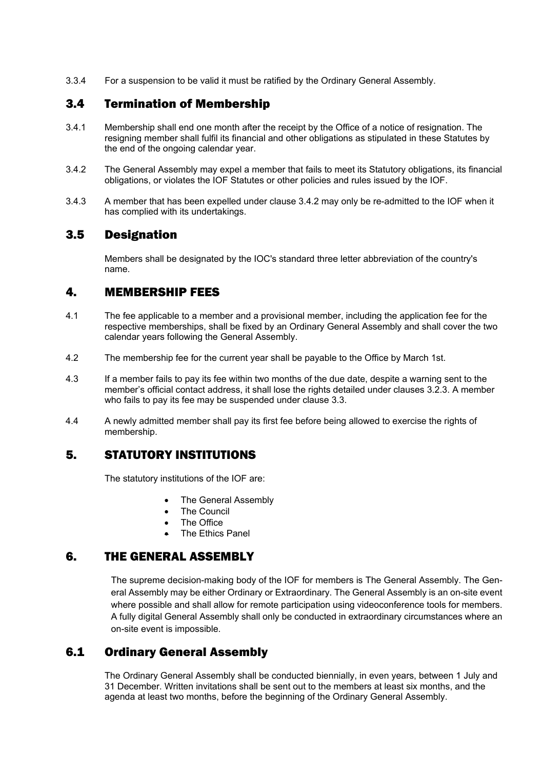3.3.4 For a suspension to be valid it must be ratified by the Ordinary General Assembly.

### 3.4 Termination of Membership

3.4.1 Membership shall end one month after the receipt by the Office of a notice of resignation. The resigning member shall fulfil its financial and other obligations as stipulated in these Statutes by the end of the ongoing calendar year.

3.4.2 The General Assembly may expel a member that fails to meet its Statutory obligations, its financial obligations, or violates the IOF Statutes or other policies and rules issued by the IOF.

3.4.3 A member that has been expelled under clause 3.4.2 may only be re-admitted to the IOF when it has complied with its undertakings.

### 3.5 Designation

Members shall be designated by the IOC's standard three letter abbreviation of the country's name.

## 4. MEMBERSHIP FEES

4.1 The fee applicable to a member and a provisional member, including the application fee for the respective memberships, shall be fixed by an Ordinary General Assembly and shall cover the two calendar years following the General Assembly.

4.2 The membership fee for the current year shall be payable to the Office by March 1st.

4.3 If a member fails to pay its fee within two months of the due date, despite a warning sent to the member's official contact address, it shall lose the rights detailed under clauses 3.2.3. A member who fails to pay its fee may be suspended under clause 3.3.

4.4 A newly admitted member shall pay its first fee before being allowed to exercise the rights of membership.

## 5. STATUTORY INSTITUTIONS

The statutory institutions of the IOF are:

- The General Assembly
- The Council
- The Office
- The Ethics Panel

## 6. THE GENERAL ASSEMBLY

The supreme decision-making body of the IOF for members is The General Assembly. The General Assembly may be either Ordinary or Extraordinary. The General Assembly is an on-site event where possible and shall allow for remote participation using videoconference tools for members. A fully digital General Assembly shall only be conducted in extraordinary circumstances where an on-site event is impossible.

### 6.1 Ordinary General Assembly

The Ordinary General Assembly shall be conducted biennially, in even years, between 1 July and 31 December. Written invitations shall be sent out to the members at least six months, and the agenda at least two months, before the beginning of the Ordinary General Assembly.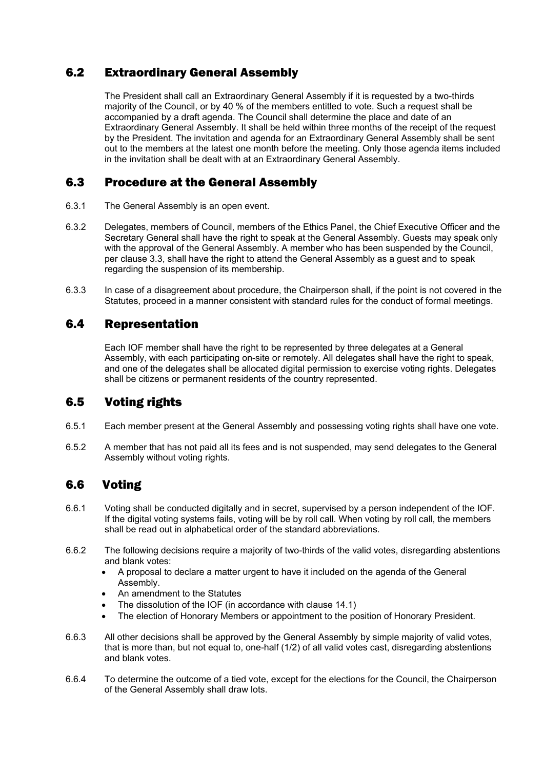## 6.2 Extraordinary General Assembly

The President shall call an Extraordinary General Assembly if it is requested by a two-thirds majority of the Council, or by 40 % of the members entitled to vote. Such a request shall be accompanied by a draft agenda. The Council shall determine the place and date of an Extraordinary General Assembly. It shall be held within three months of the receipt of the request by the President. The invitation and agenda for an Extraordinary General Assembly shall be sent out to the members at the latest one month before the meeting. Only those agenda items included in the invitation shall be dealt with at an Extraordinary General Assembly.

## 6.3 Procedure at the General Assembly

6.3.1 The General Assembly is an open event.

6.3.2 Delegates, members of Council, members of the Ethics Panel, the Chief Executive Officer and the Secretary General shall have the right to speak at the General Assembly. Guests may speak only with the approval of the General Assembly. A member who has been suspended by the Council, per clause 3.3, shall have the right to attend the General Assembly as a guest and to speak regarding the suspension of its membership.

6.3.3 In case of a disagreement about procedure, the Chairperson shall, if the point is not covered in the Statutes, proceed in a manner consistent with standard rules for the conduct of formal meetings.

## 6.4 Representation

Each IOF member shall have the right to be represented by three delegates at a General Assembly, with each participating on-site or remotely. All delegates shall have the right to speak, and one of the delegates shall be allocated digital permission to exercise voting rights. Delegates shall be citizens or permanent residents of the country represented.

## 6.5 Voting rights

6.5.1 Each member present at the General Assembly and possessing voting rights shall have one vote.

6.5.2 A member that has not paid all its fees and is not suspended, may send delegates to the General Assembly without voting rights.

## 6.6 Voting

6.6.1 Voting shall be conducted digitally and in secret, supervised by a person independent of the IOF. If the digital voting systems fails, voting will be by roll call. When voting by roll call, the members shall be read out in alphabetical order of the standard abbreviations.

6.6.2 The following decisions require a majority of two-thirds of the valid votes, disregarding abstentions and blank votes:

- A proposal to declare a matter urgent to have it included on the agenda of the General Assembly.
- An amendment to the Statutes
- The dissolution of the IOF (in accordance with clause 14.1)
- The election of Honorary Members or appointment to the position of Honorary President.

6.6.3 All other decisions shall be approved by the General Assembly by simple majority of valid votes, that is more than, but not equal to, one-half (1/2) of all valid votes cast, disregarding abstentions and blank votes.

6.6.4 To determine the outcome of a tied vote, except for the elections for the Council, the Chairperson of the General Assembly shall draw lots.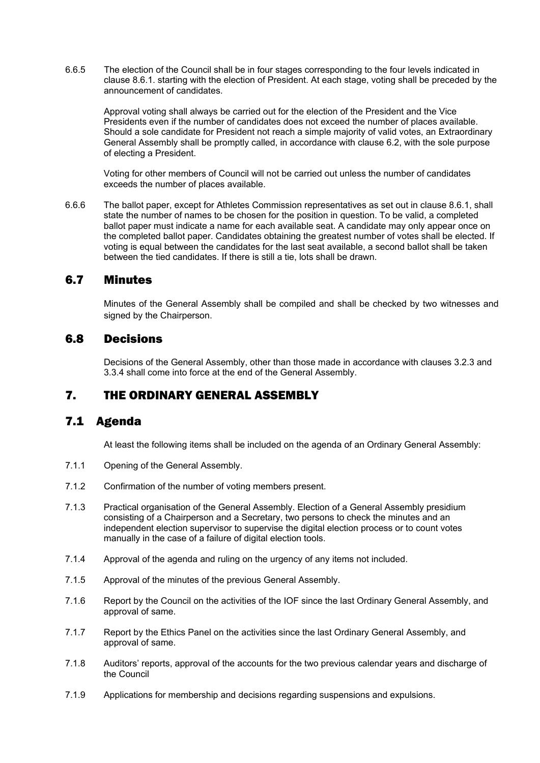6.6.5 The election of the Council shall be in four stages corresponding to the four levels indicated in clause 8.6.1. starting with the election of President. At each stage, voting shall be preceded by the announcement of candidates.

Approval voting shall always be carried out for the election of the President and the Vice Presidents even if the number of candidates does not exceed the number of places available. Should a sole candidate for President not reach a simple majority of valid votes, an Extraordinary General Assembly shall be promptly called, in accordance with clause 6.2, with the sole purpose of electing a President.

Voting for other members of Council will not be carried out unless the number of candidates exceeds the number of places available.

6.6.6 The ballot paper, except for Athletes Commission representatives as set out in clause 8.6.1, shall state the number of names to be chosen for the position in question. To be valid, a completed ballot paper must indicate a name for each available seat. A candidate may only appear once on the completed ballot paper. Candidates obtaining the greatest number of votes shall be elected. If voting is equal between the candidates for the last seat available, a second ballot shall be taken between the tied candidates. If there is still a tie, lots shall be drawn.

## 6.7 Minutes

Minutes of the General Assembly shall be compiled and shall be checked by two witnesses and signed by the Chairperson.

## 6.8 Decisions

Decisions of the General Assembly, other than those made in accordance with clauses 3.2.3 and 3.3.4 shall come into force at the end of the General Assembly.

# 7. THE ORDINARY GENERAL ASSEMBLY

## 7.1 Agenda

At least the following items shall be included on the agenda of an Ordinary General Assembly:

7.1.1 Opening of the General Assembly.

7.1.2 Confirmation of the number of voting members present.

7.1.3 Practical organisation of the General Assembly. Election of a General Assembly presidium consisting of a Chairperson and a Secretary, two persons to check the minutes and an independent election supervisor to supervise the digital election process or to count votes manually in the case of a failure of digital election tools.

7.1.4 Approval of the agenda and ruling on the urgency of any items not included.

7.1.5 Approval of the minutes of the previous General Assembly.

7.1.6 Report by the Council on the activities of the IOF since the last Ordinary General Assembly, and approval of same.

7.1.7 Report by the Ethics Panel on the activities since the last Ordinary General Assembly, and approval of same.

7.1.8 Auditors' reports, approval of the accounts for the two previous calendar years and discharge of the Council

7.1.9 Applications for membership and decisions regarding suspensions and expulsions.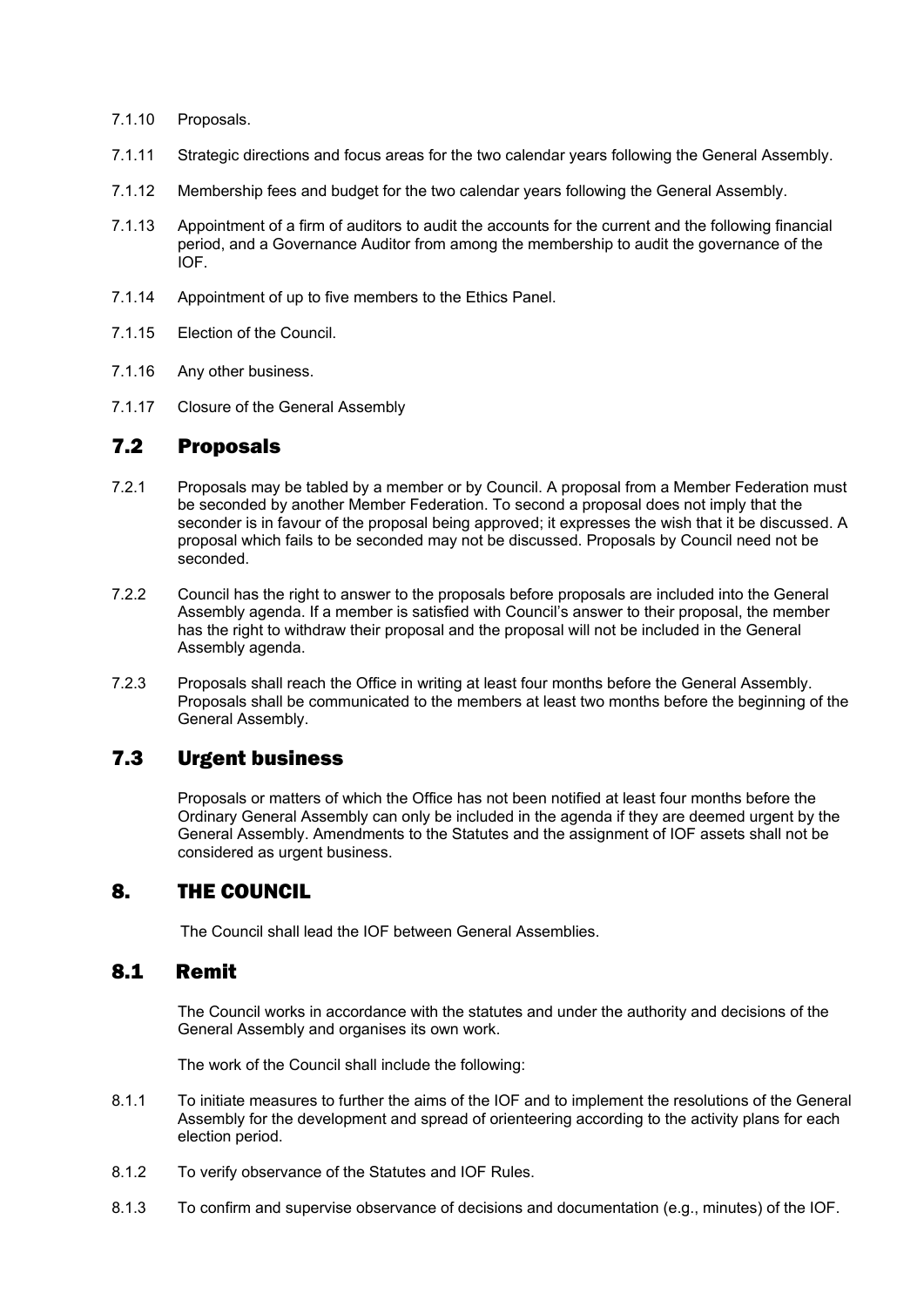7.1.10 Proposals.

7.1.11 Strategic directions and focus areas for the two calendar years following the General Assembly.

7.1.12 Membership fees and budget for the two calendar years following the General Assembly.

7.1.13 Appointment of a firm of auditors to audit the accounts for the current and the following financial period, and a Governance Auditor from among the membership to audit the governance of the IOF.

7.1.14 Appointment of up to five members to the Ethics Panel.

7.1.15 Election of the Council.

7.1.16 Any other business.

7.1.17 Closure of the General Assembly

## 7.2 Proposals

7.2.1 Proposals may be tabled by a member or by Council. A proposal from a Member Federation must be seconded by another Member Federation. To second a proposal does not imply that the seconder is in favour of the proposal being approved; it expresses the wish that it be discussed. A proposal which fails to be seconded may not be discussed. Proposals by Council need not be seconded.

7.2.2 Council has the right to answer to the proposals before proposals are included into the General Assembly agenda. If a member is satisfied with Council's answer to their proposal, the member has the right to withdraw their proposal and the proposal will not be included in the General Assembly agenda.

7.2.3 Proposals shall reach the Office in writing at least four months before the General Assembly. Proposals shall be communicated to the members at least two months before the beginning of the General Assembly.

## 7.3 Urgent business

Proposals or matters of which the Office has not been notified at least four months before the Ordinary General Assembly can only be included in the agenda if they are deemed urgent by the General Assembly. Amendments to the Statutes and the assignment of IOF assets shall not be considered as urgent business.

# 8. THE COUNCIL

The Council shall lead the IOF between General Assemblies.

## 8.1 Remit

The Council works in accordance with the statutes and under the authority and decisions of the General Assembly and organises its own work.

The work of the Council shall include the following:

8.1.1 To initiate measures to further the aims of the IOF and to implement the resolutions of the General Assembly for the development and spread of orienteering according to the activity plans for each election period.

8.1.2 To verify observance of the Statutes and IOF Rules.

8.1.3 To confirm and supervise observance of decisions and documentation (e.g., minutes) of the IOF.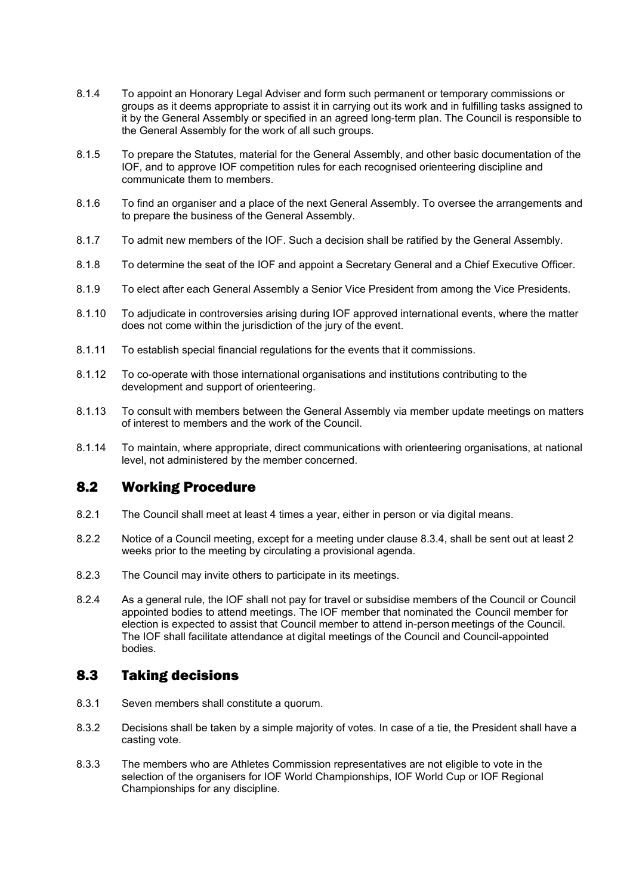8.1.4 To appoint an Honorary Legal Adviser and form such permanent or temporary commissions or groups as it deems appropriate to assist it in carrying out its work and in fulfilling tasks assigned to it by the General Assembly or specified in an agreed long-term plan. The Council is responsible to the General Assembly for the work of all such groups.

8.1.5 To prepare the Statutes, material for the General Assembly, and other basic documentation of the IOF, and to approve IOF competition rules for each recognised orienteering discipline and communicate them to members.

8.1.6 To find an organiser and a place of the next General Assembly. To oversee the arrangements and to prepare the business of the General Assembly.

8.1.7 To admit new members of the IOF. Such a decision shall be ratified by the General Assembly.

8.1.8 To determine the seat of the IOF and appoint a Secretary General and a Chief Executive Officer.

8.1.9 To elect after each General Assembly a Senior Vice President from among the Vice Presidents.

8.1.10 To adjudicate in controversies arising during IOF approved international events, where the matter does not come within the jurisdiction of the jury of the event.

8.1.11 To establish special financial regulations for the events that it commissions.

8.1.12 To co-operate with those international organisations and institutions contributing to the development and support of orienteering.

8.1.13 To consult with members between the General Assembly via member update meetings on matters of interest to members and the work of the Council.

8.1.14 To maintain, where appropriate, direct communications with orienteering organisations, at national level, not administered by the member concerned.

## 8.2 Working Procedure

8.2.1 The Council shall meet at least 4 times a year, either in person or via digital means.

8.2.2 Notice of a Council meeting, except for a meeting under clause 8.3.4, shall be sent out at least 2 weeks prior to the meeting by circulating a provisional agenda.

8.2.3 The Council may invite others to participate in its meetings.

8.2.4 As a general rule, the IOF shall not pay for travel or subsidise members of the Council or Council appointed bodies to attend meetings. The IOF member that nominated the Council member for election is expected to assist that Council member to attend in-person meetings of the Council. The IOF shall facilitate attendance at digital meetings of the Council and Council-appointed bodies.

## 8.3 Taking decisions

8.3.1 Seven members shall constitute a quorum.

8.3.2 Decisions shall be taken by a simple majority of votes. In case of a tie, the President shall have a casting vote.

8.3.3 The members who are Athletes Commission representatives are not eligible to vote in the selection of the organisers for IOF World Championships, IOF World Cup or IOF Regional Championships for any discipline.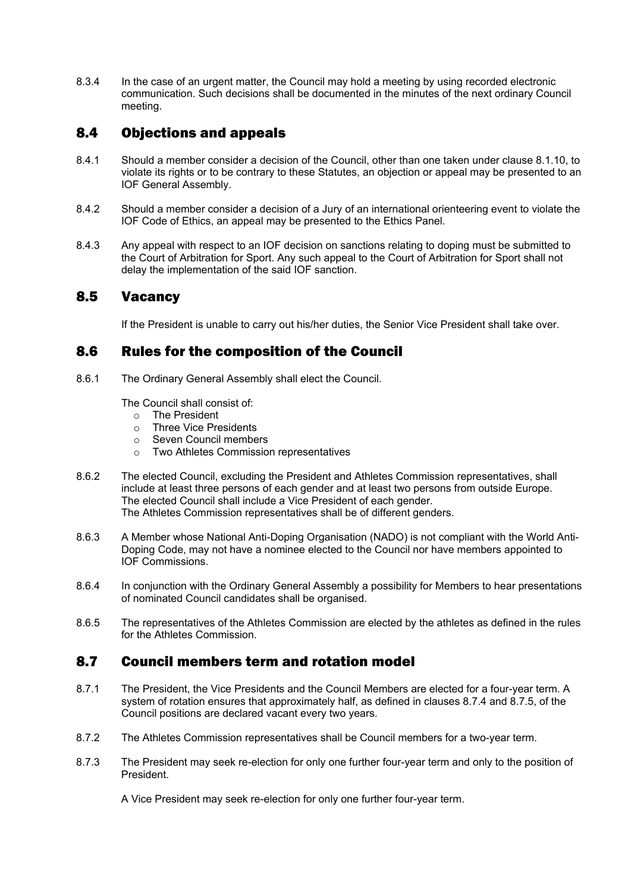8.3.4 In the case of an urgent matter, the Council may hold a meeting by using recorded electronic communication. Such decisions shall be documented in the minutes of the next ordinary Council meeting.

## 8.4 Objections and appeals

8.4.1 Should a member consider a decision of the Council, other than one taken under clause 8.1.10, to violate its rights or to be contrary to these Statutes, an objection or appeal may be presented to an IOF General Assembly.

8.4.2 Should a member consider a decision of a Jury of an international orienteering event to violate the IOF Code of Ethics, an appeal may be presented to the Ethics Panel.

8.4.3 Any appeal with respect to an IOF decision on sanctions relating to doping must be submitted to the Court of Arbitration for Sport. Any such appeal to the Court of Arbitration for Sport shall not delay the implementation of the said IOF sanction.

## 8.5 Vacancy

If the President is unable to carry out his/her duties, the Senior Vice President shall take over.

## 8.6 Rules for the composition of the Council

8.6.1 The Ordinary General Assembly shall elect the Council.

The Council shall consist of:

- The President
- Three Vice Presidents
- Seven Council members
- Two Athletes Commission representatives

8.6.2 The elected Council, excluding the President and Athletes Commission representatives, shall include at least three persons of each gender and at least two persons from outside Europe. The elected Council shall include a Vice President of each gender. The Athletes Commission representatives shall be of different genders.

8.6.3 A Member whose National Anti-Doping Organisation (NADO) is not compliant with the World Anti-Doping Code, may not have a nominee elected to the Council nor have members appointed to IOF Commissions.

8.6.4 In conjunction with the Ordinary General Assembly a possibility for Members to hear presentations of nominated Council candidates shall be organised.

8.6.5 The representatives of the Athletes Commission are elected by the athletes as defined in the rules for the Athletes Commission.

## 8.7 Council members term and rotation model

8.7.1 The President, the Vice Presidents and the Council Members are elected for a four-year term. A system of rotation ensures that approximately half, as defined in clauses 8.7.4 and 8.7.5, of the Council positions are declared vacant every two years.

8.7.2 The Athletes Commission representatives shall be Council members for a two-year term.

8.7.3 The President may seek re-election for only one further four-year term and only to the position of President.

A Vice President may seek re-election for only one further four-year term.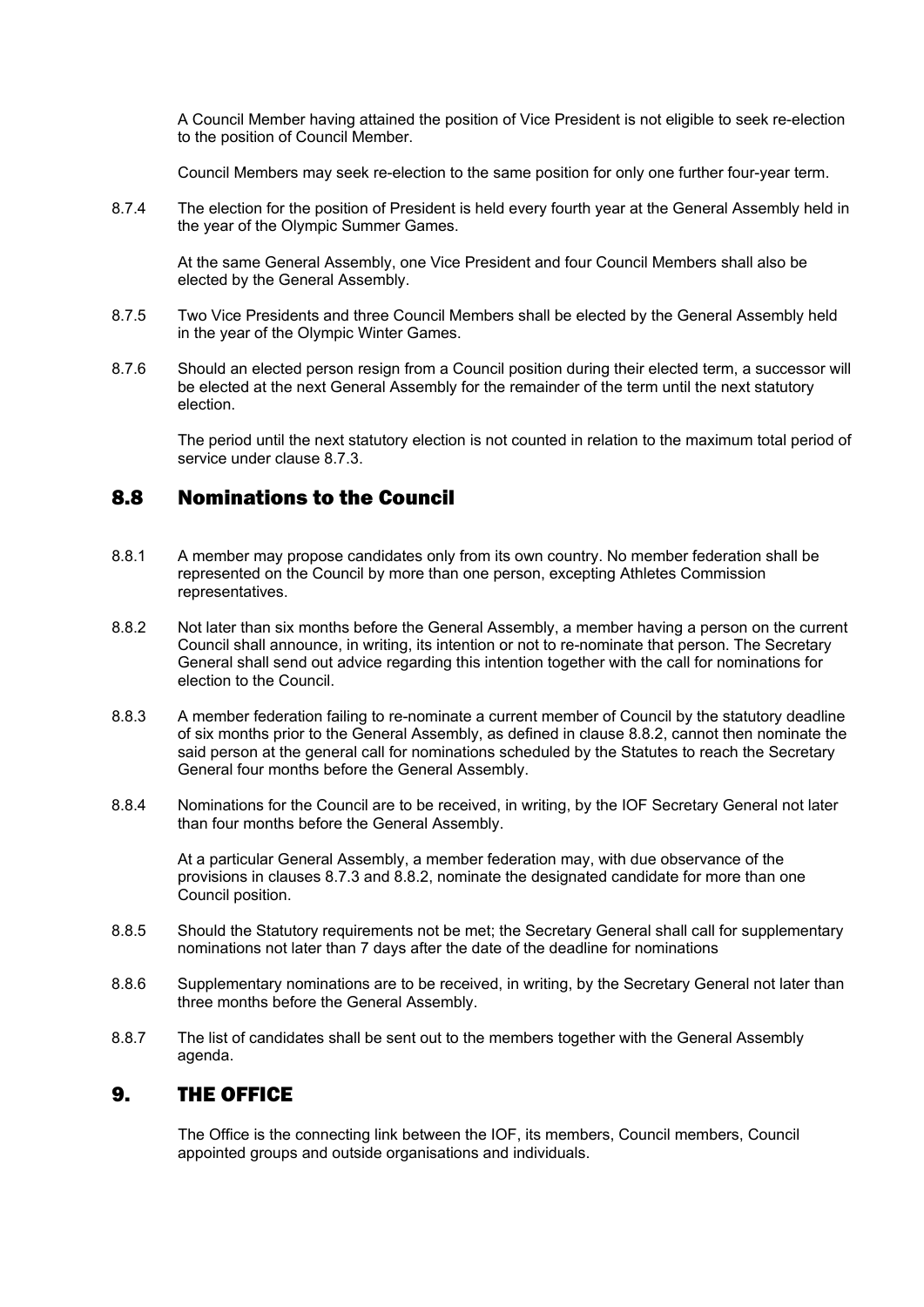A Council Member having attained the position of Vice President is not eligible to seek re-election to the position of Council Member.

Council Members may seek re-election to the same position for only one further four-year term.

8.7.4 The election for the position of President is held every fourth year at the General Assembly held in the year of the Olympic Summer Games.

At the same General Assembly, one Vice President and four Council Members shall also be elected by the General Assembly.

8.7.5 Two Vice Presidents and three Council Members shall be elected by the General Assembly held in the year of the Olympic Winter Games.

8.7.6 Should an elected person resign from a Council position during their elected term, a successor will be elected at the next General Assembly for the remainder of the term until the next statutory election.

The period until the next statutory election is not counted in relation to the maximum total period of service under clause 8.7.3.

## 8.8 Nominations to the Council

8.8.1 A member may propose candidates only from its own country. No member federation shall be represented on the Council by more than one person, excepting Athletes Commission representatives.

8.8.2 Not later than six months before the General Assembly, a member having a person on the current Council shall announce, in writing, its intention or not to re-nominate that person. The Secretary General shall send out advice regarding this intention together with the call for nominations for election to the Council.

8.8.3 A member federation failing to re-nominate a current member of Council by the statutory deadline of six months prior to the General Assembly, as defined in clause 8.8.2, cannot then nominate the said person at the general call for nominations scheduled by the Statutes to reach the Secretary General four months before the General Assembly.

8.8.4 Nominations for the Council are to be received, in writing, by the IOF Secretary General not later than four months before the General Assembly.

At a particular General Assembly, a member federation may, with due observance of the provisions in clauses 8.7.3 and 8.8.2, nominate the designated candidate for more than one Council position.

8.8.5 Should the Statutory requirements not be met; the Secretary General shall call for supplementary nominations not later than 7 days after the date of the deadline for nominations

8.8.6 Supplementary nominations are to be received, in writing, by the Secretary General not later than three months before the General Assembly.

8.8.7 The list of candidates shall be sent out to the members together with the General Assembly agenda.

# 9. THE OFFICE

The Office is the connecting link between the IOF, its members, Council members, Council appointed groups and outside organisations and individuals.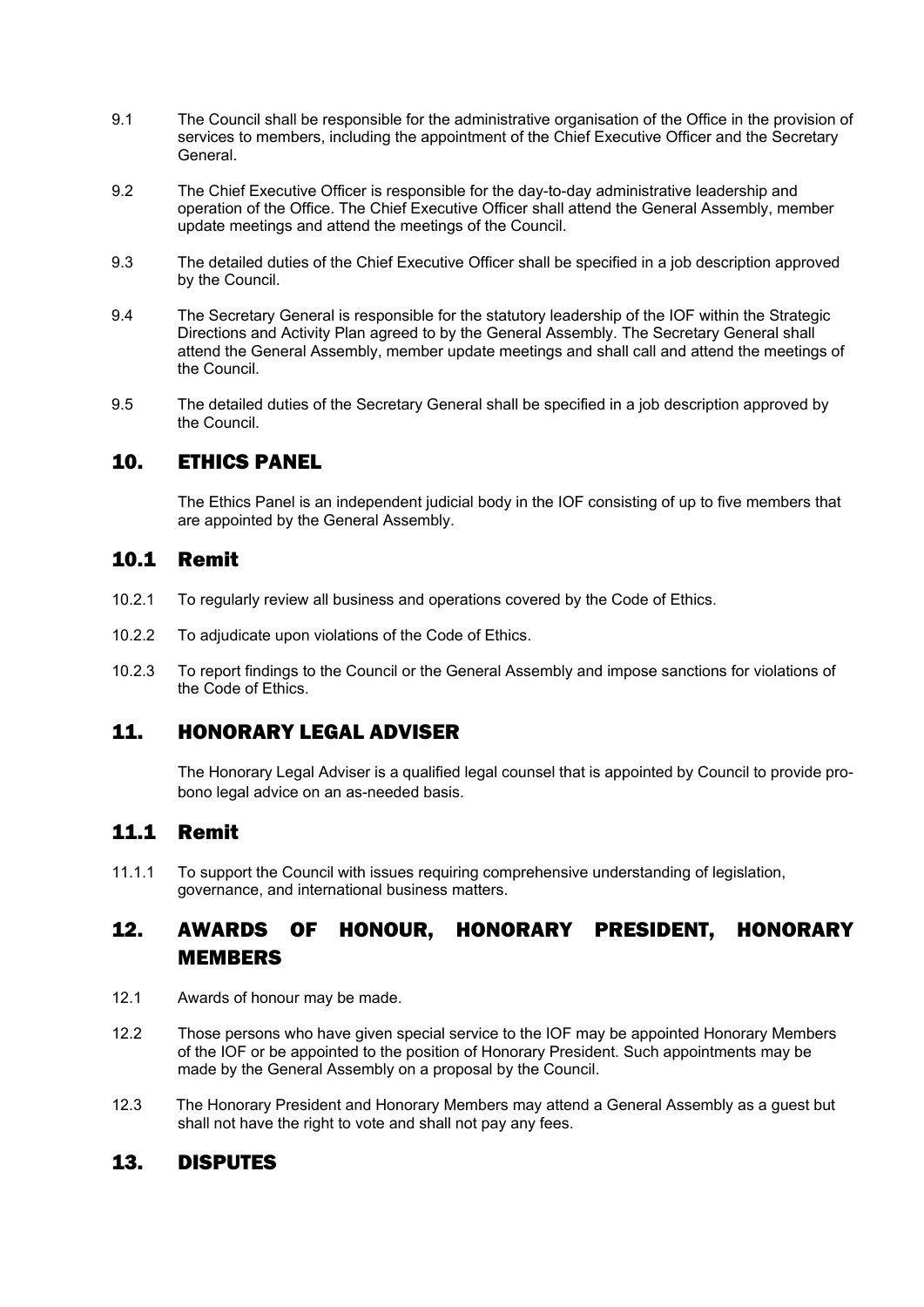9.1 The Council shall be responsible for the administrative organisation of the Office in the provision of services to members, including the appointment of the Chief Executive Officer and the Secretary General.

9.2 The Chief Executive Officer is responsible for the day-to-day administrative leadership and operation of the Office. The Chief Executive Officer shall attend the General Assembly, member update meetings and attend the meetings of the Council.

9.3 The detailed duties of the Chief Executive Officer shall be specified in a job description approved by the Council.

9.4 The Secretary General is responsible for the statutory leadership of the IOF within the Strategic Directions and Activity Plan agreed to by the General Assembly. The Secretary General shall attend the General Assembly, member update meetings and shall call and attend the meetings of the Council.

9.5 The detailed duties of the Secretary General shall be specified in a job description approved by the Council.

## 10. ETHICS PANEL

The Ethics Panel is an independent judicial body in the IOF consisting of up to five members that are appointed by the General Assembly.

### 10.1 Remit

10.2.1 To regularly review all business and operations covered by the Code of Ethics.

10.2.2 To adjudicate upon violations of the Code of Ethics.

10.2.3 To report findings to the Council or the General Assembly and impose sanctions for violations of the Code of Ethics.

## 11. HONORARY LEGAL ADVISER

The Honorary Legal Adviser is a qualified legal counsel that is appointed by Council to provide pro-bono legal advice on an as-needed basis.

### 11.1 Remit

11.1.1 To support the Council with issues requiring comprehensive understanding of legislation, governance, and international business matters.

## 12. AWARDS OF HONOUR, HONORARY PRESIDENT, HONORARY MEMBERS

12.1 Awards of honour may be made.

12.2 Those persons who have given special service to the IOF may be appointed Honorary Members of the IOF or be appointed to the position of Honorary President. Such appointments may be made by the General Assembly on a proposal by the Council.

12.3 The Honorary President and Honorary Members may attend a General Assembly as a guest but shall not have the right to vote and shall not pay any fees.

## 13. DISPUTES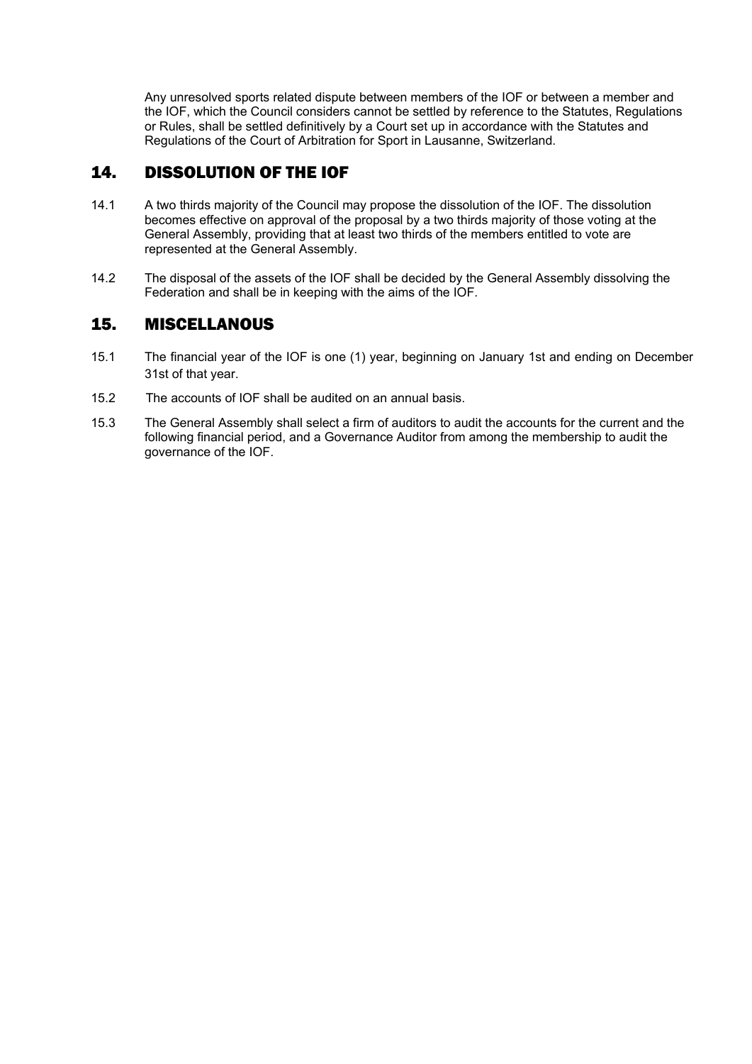Any unresolved sports related dispute between members of the IOF or between a member and the IOF, which the Council considers cannot be settled by reference to the Statutes, Regulations or Rules, shall be settled definitively by a Court set up in accordance with the Statutes and Regulations of the Court of Arbitration for Sport in Lausanne, Switzerland.

## 14. DISSOLUTION OF THE IOF

14.1 A two thirds majority of the Council may propose the dissolution of the IOF. The dissolution becomes effective on approval of the proposal by a two thirds majority of those voting at the General Assembly, providing that at least two thirds of the members entitled to vote are represented at the General Assembly.

14.2 The disposal of the assets of the IOF shall be decided by the General Assembly dissolving the Federation and shall be in keeping with the aims of the IOF.

## 15. MISCELLANOUS

15.1 The financial year of the IOF is one (1) year, beginning on January 1st and ending on December 31st of that year.

15.2 The accounts of IOF shall be audited on an annual basis.

15.3 The General Assembly shall select a firm of auditors to audit the accounts for the current and the following financial period, and a Governance Auditor from among the membership to audit the governance of the IOF.